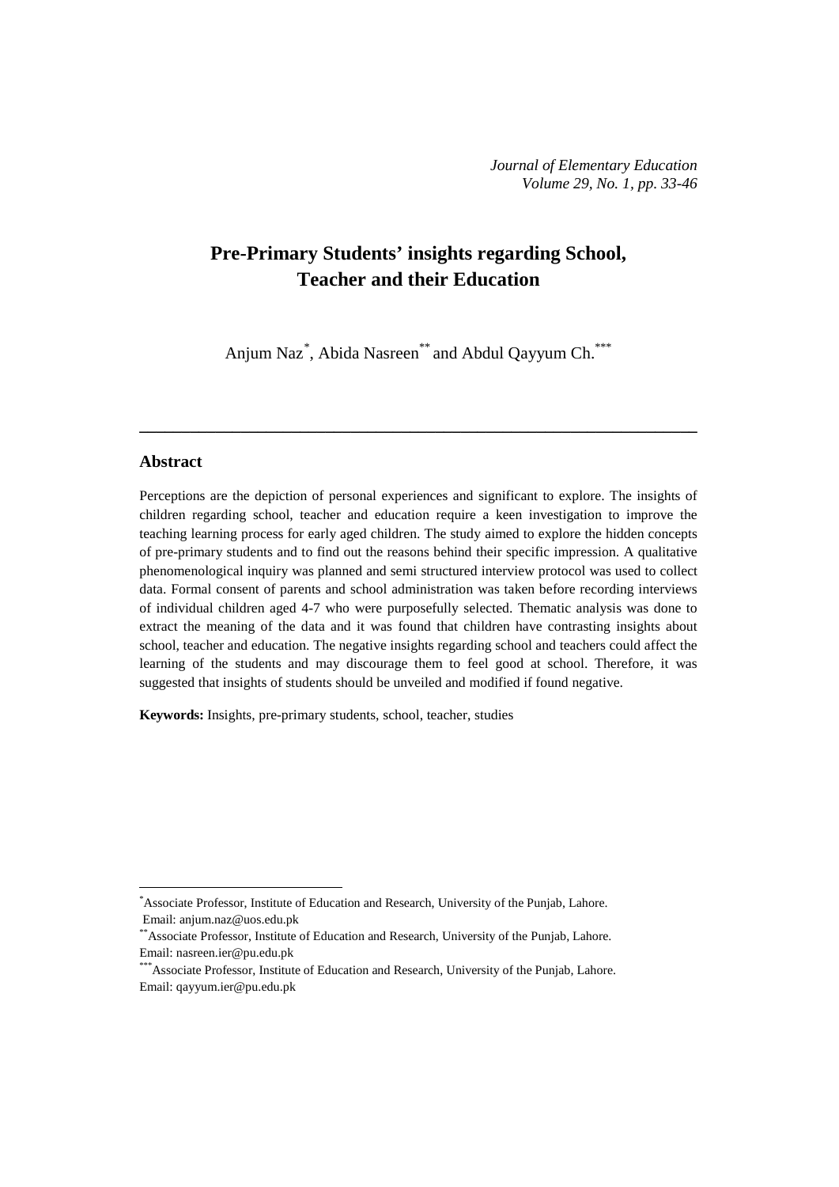# Pre-Primary Students' insights regarding School, Teacher and their Education

Anjum Naz[*], Abida Nasreen[**] and Abdul Qayyum Ch.[***]

## Abstract

Perceptions are the depiction of personal experiences and significant to explore. The insights of children regarding school, teacher and education require a keen investigation to improve the teaching learning process for early aged children. The study aimed to explore the hidden concepts of pre-primary students and to find out the reasons behind their specific impression. A qualitative phenomenological inquiry was planned and semi structured interview protocol was used to collect data. Formal consent of parents and school administration was taken before recording interviews of individual children aged 4-7 who were purposefully selected. Thematic analysis was done to extract the meaning of the data and it was found that children have contrasting insights about school, teacher and education. The negative insights regarding school and teachers could affect the learning of the students and may discourage them to feel good at school. Therefore, it was suggested that insights of students should be unveiled and modified if found negative.

**Keywords:** Insights, pre-primary students, school, teacher, studies

---

[*] Associate Professor, Institute of Education and Research, University of the Punjab, Lahore. Email: anjum.naz@uos.edu.pk

[**] Associate Professor, Institute of Education and Research, University of the Punjab, Lahore. Email: nasreen.ier@pu.edu.pk

[***] Associate Professor, Institute of Education and Research, University of the Punjab, Lahore. Email: qayyum.ier@pu.edu.pk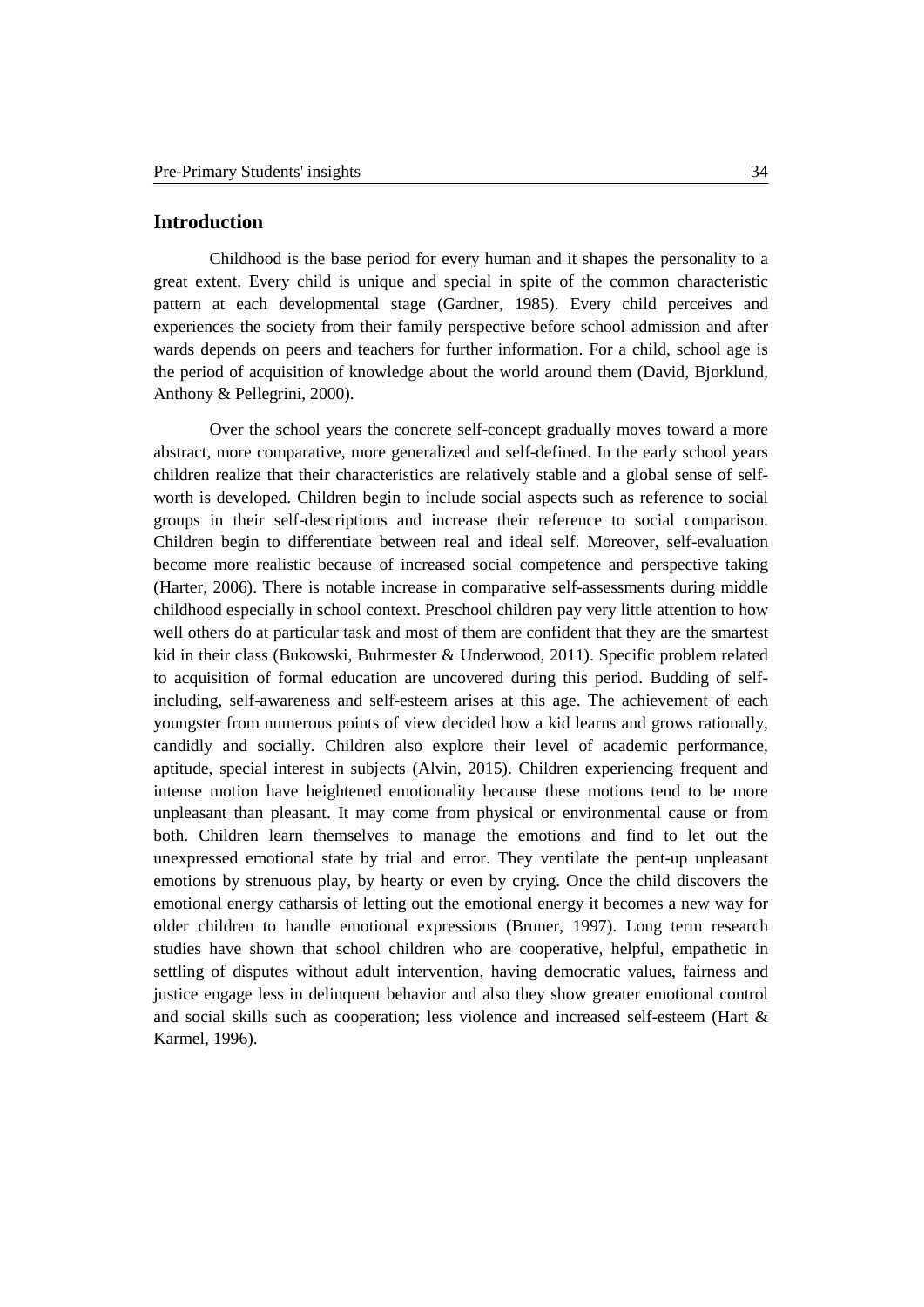## Introduction

Childhood is the base period for every human and it shapes the personality to a great extent. Every child is unique and special in spite of the common characteristic pattern at each developmental stage (Gardner, 1985). Every child perceives and experiences the society from their family perspective before school admission and after wards depends on peers and teachers for further information. For a child, school age is the period of acquisition of knowledge about the world around them (David, Bjorklund, Anthony & Pellegrini, 2000).

Over the school years the concrete self-concept gradually moves toward a more abstract, more comparative, more generalized and self-defined. In the early school years children realize that their characteristics are relatively stable and a global sense of self-worth is developed. Children begin to include social aspects such as reference to social groups in their self-descriptions and increase their reference to social comparison. Children begin to differentiate between real and ideal self. Moreover, self-evaluation become more realistic because of increased social competence and perspective taking (Harter, 2006). There is notable increase in comparative self-assessments during middle childhood especially in school context. Preschool children pay very little attention to how well others do at particular task and most of them are confident that they are the smartest kid in their class (Bukowski, Buhrmester & Underwood, 2011). Specific problem related to acquisition of formal education are uncovered during this period. Budding of self-including, self-awareness and self-esteem arises at this age. The achievement of each youngster from numerous points of view decided how a kid learns and grows rationally, candidly and socially. Children also explore their level of academic performance, aptitude, special interest in subjects (Alvin, 2015). Children experiencing frequent and intense motion have heightened emotionality because these motions tend to be more unpleasant than pleasant. It may come from physical or environmental cause or from both. Children learn themselves to manage the emotions and find to let out the unexpressed emotional state by trial and error. They ventilate the pent-up unpleasant emotions by strenuous play, by hearty or even by crying. Once the child discovers the emotional energy catharsis of letting out the emotional energy it becomes a new way for older children to handle emotional expressions (Bruner, 1997). Long term research studies have shown that school children who are cooperative, helpful, empathetic in settling of disputes without adult intervention, having democratic values, fairness and justice engage less in delinquent behavior and also they show greater emotional control and social skills such as cooperation; less violence and increased self-esteem (Hart & Karmel, 1996).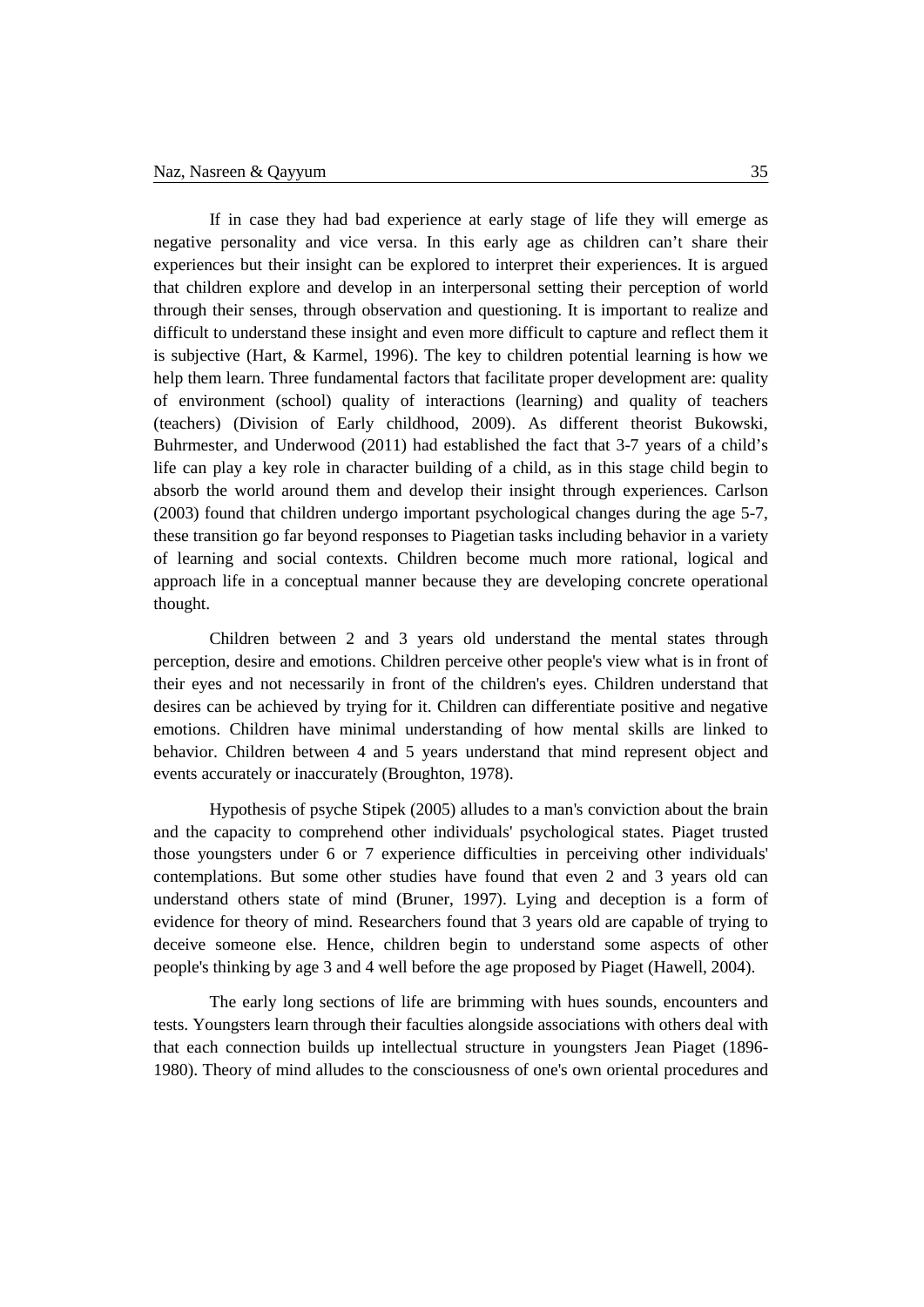If in case they had bad experience at early stage of life they will emerge as negative personality and vice versa. In this early age as children can't share their experiences but their insight can be explored to interpret their experiences. It is argued that children explore and develop in an interpersonal setting their perception of world through their senses, through observation and questioning. It is important to realize and difficult to understand these insight and even more difficult to capture and reflect them it is subjective (Hart, & Karmel, 1996). The key to children potential learning is how we help them learn. Three fundamental factors that facilitate proper development are: quality of environment (school) quality of interactions (learning) and quality of teachers (teachers) (Division of Early childhood, 2009). As different theorist Bukowski, Buhrmester, and Underwood (2011) had established the fact that 3-7 years of a child's life can play a key role in character building of a child, as in this stage child begin to absorb the world around them and develop their insight through experiences. Carlson (2003) found that children undergo important psychological changes during the age 5-7, these transition go far beyond responses to Piagetian tasks including behavior in a variety of learning and social contexts. Children become much more rational, logical and approach life in a conceptual manner because they are developing concrete operational thought.

Children between 2 and 3 years old understand the mental states through perception, desire and emotions. Children perceive other people's view what is in front of their eyes and not necessarily in front of the children's eyes. Children understand that desires can be achieved by trying for it. Children can differentiate positive and negative emotions. Children have minimal understanding of how mental skills are linked to behavior. Children between 4 and 5 years understand that mind represent object and events accurately or inaccurately (Broughton, 1978).

Hypothesis of psyche Stipek (2005) alludes to a man's conviction about the brain and the capacity to comprehend other individuals' psychological states. Piaget trusted those youngsters under 6 or 7 experience difficulties in perceiving other individuals' contemplations. But some other studies have found that even 2 and 3 years old can understand others state of mind (Bruner, 1997). Lying and deception is a form of evidence for theory of mind. Researchers found that 3 years old are capable of trying to deceive someone else. Hence, children begin to understand some aspects of other people's thinking by age 3 and 4 well before the age proposed by Piaget (Hawell, 2004).

The early long sections of life are brimming with hues sounds, encounters and tests. Youngsters learn through their faculties alongside associations with others deal with that each connection builds up intellectual structure in youngsters Jean Piaget (1896-1980). Theory of mind alludes to the consciousness of one's own oriental procedures and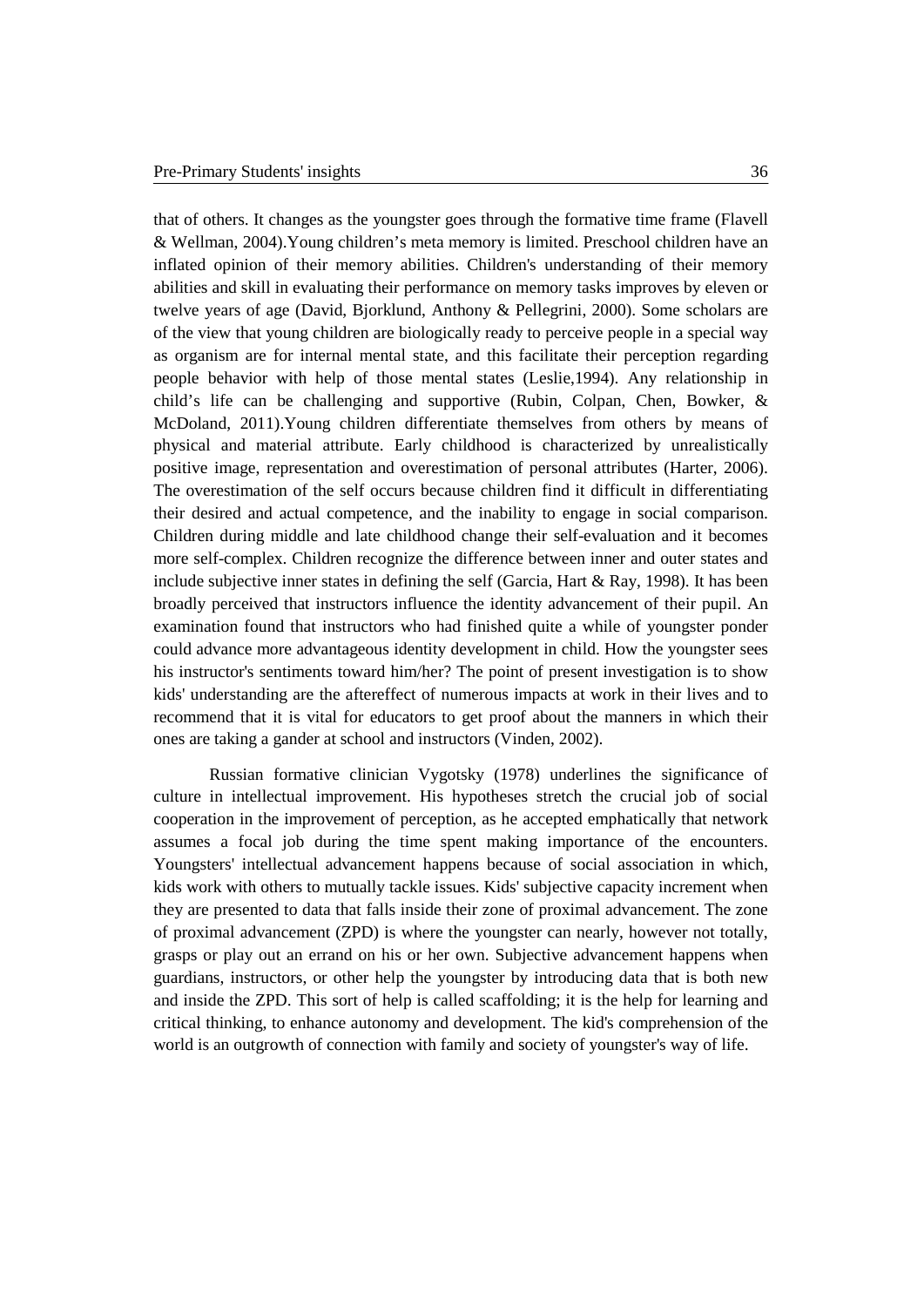that of others. It changes as the youngster goes through the formative time frame (Flavell & Wellman, 2004).Young children's meta memory is limited. Preschool children have an inflated opinion of their memory abilities. Children's understanding of their memory abilities and skill in evaluating their performance on memory tasks improves by eleven or twelve years of age (David, Bjorklund, Anthony & Pellegrini, 2000). Some scholars are of the view that young children are biologically ready to perceive people in a special way as organism are for internal mental state, and this facilitate their perception regarding people behavior with help of those mental states (Leslie,1994). Any relationship in child's life can be challenging and supportive (Rubin, Colpan, Chen, Bowker, & McDoland, 2011).Young children differentiate themselves from others by means of physical and material attribute. Early childhood is characterized by unrealistically positive image, representation and overestimation of personal attributes (Harter, 2006). The overestimation of the self occurs because children find it difficult in differentiating their desired and actual competence, and the inability to engage in social comparison. Children during middle and late childhood change their self-evaluation and it becomes more self-complex. Children recognize the difference between inner and outer states and include subjective inner states in defining the self (Garcia, Hart & Ray, 1998). It has been broadly perceived that instructors influence the identity advancement of their pupil. An examination found that instructors who had finished quite a while of youngster ponder could advance more advantageous identity development in child. How the youngster sees his instructor's sentiments toward him/her? The point of present investigation is to show kids' understanding are the aftereffect of numerous impacts at work in their lives and to recommend that it is vital for educators to get proof about the manners in which their ones are taking a gander at school and instructors (Vinden, 2002).

Russian formative clinician Vygotsky (1978) underlines the significance of culture in intellectual improvement. His hypotheses stretch the crucial job of social cooperation in the improvement of perception, as he accepted emphatically that network assumes a focal job during the time spent making importance of the encounters. Youngsters' intellectual advancement happens because of social association in which, kids work with others to mutually tackle issues. Kids' subjective capacity increment when they are presented to data that falls inside their zone of proximal advancement. The zone of proximal advancement (ZPD) is where the youngster can nearly, however not totally, grasps or play out an errand on his or her own. Subjective advancement happens when guardians, instructors, or other help the youngster by introducing data that is both new and inside the ZPD. This sort of help is called scaffolding; it is the help for learning and critical thinking, to enhance autonomy and development. The kid's comprehension of the world is an outgrowth of connection with family and society of youngster's way of life.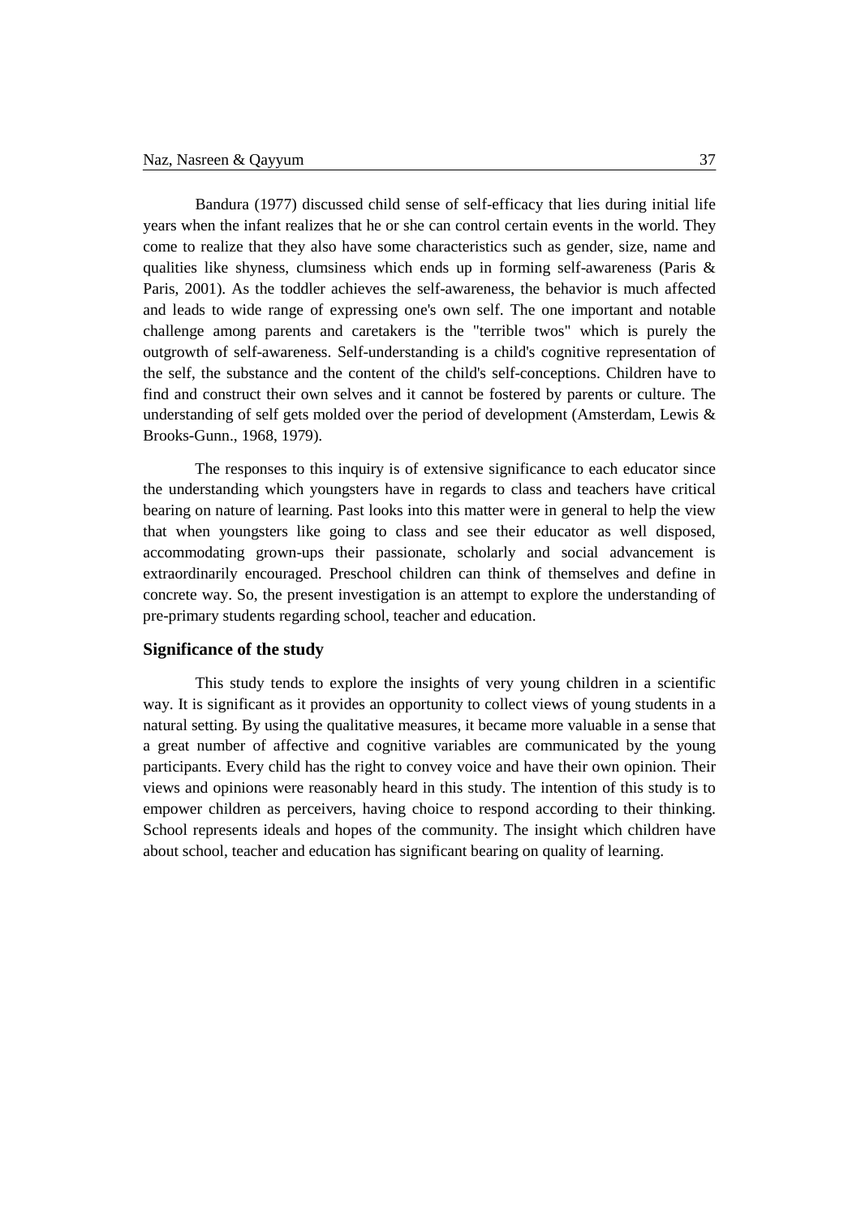Bandura (1977) discussed child sense of self-efficacy that lies during initial life years when the infant realizes that he or she can control certain events in the world. They come to realize that they also have some characteristics such as gender, size, name and qualities like shyness, clumsiness which ends up in forming self-awareness (Paris & Paris, 2001). As the toddler achieves the self-awareness, the behavior is much affected and leads to wide range of expressing one's own self. The one important and notable challenge among parents and caretakers is the "terrible twos" which is purely the outgrowth of self-awareness. Self-understanding is a child's cognitive representation of the self, the substance and the content of the child's self-conceptions. Children have to find and construct their own selves and it cannot be fostered by parents or culture. The understanding of self gets molded over the period of development (Amsterdam, Lewis & Brooks-Gunn., 1968, 1979).

The responses to this inquiry is of extensive significance to each educator since the understanding which youngsters have in regards to class and teachers have critical bearing on nature of learning. Past looks into this matter were in general to help the view that when youngsters like going to class and see their educator as well disposed, accommodating grown-ups their passionate, scholarly and social advancement is extraordinarily encouraged. Preschool children can think of themselves and define in concrete way. So, the present investigation is an attempt to explore the understanding of pre-primary students regarding school, teacher and education.

## Significance of the study

This study tends to explore the insights of very young children in a scientific way. It is significant as it provides an opportunity to collect views of young students in a natural setting. By using the qualitative measures, it became more valuable in a sense that a great number of affective and cognitive variables are communicated by the young participants. Every child has the right to convey voice and have their own opinion. Their views and opinions were reasonably heard in this study. The intention of this study is to empower children as perceivers, having choice to respond according to their thinking. School represents ideals and hopes of the community. The insight which children have about school, teacher and education has significant bearing on quality of learning.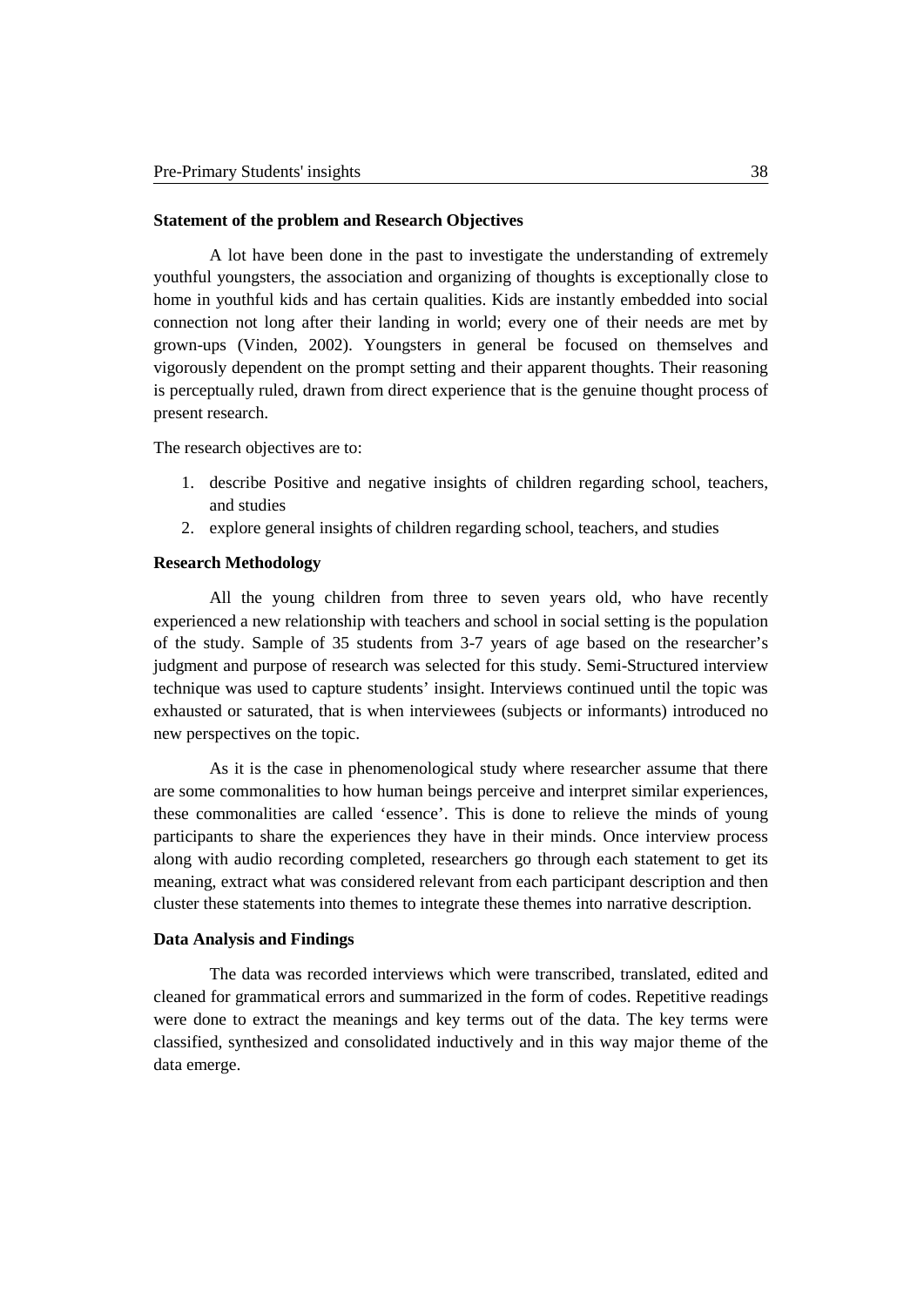### Statement of the problem and Research Objectives

A lot have been done in the past to investigate the understanding of extremely youthful youngsters, the association and organizing of thoughts is exceptionally close to home in youthful kids and has certain qualities. Kids are instantly embedded into social connection not long after their landing in world; every one of their needs are met by grown-ups (Vinden, 2002). Youngsters in general be focused on themselves and vigorously dependent on the prompt setting and their apparent thoughts. Their reasoning is perceptually ruled, drawn from direct experience that is the genuine thought process of present research.

The research objectives are to:

1. describe Positive and negative insights of children regarding school, teachers, and studies
2. explore general insights of children regarding school, teachers, and studies

### Research Methodology

All the young children from three to seven years old, who have recently experienced a new relationship with teachers and school in social setting is the population of the study. Sample of 35 students from 3-7 years of age based on the researcher's judgment and purpose of research was selected for this study. Semi-Structured interview technique was used to capture students' insight. Interviews continued until the topic was exhausted or saturated, that is when interviewees (subjects or informants) introduced no new perspectives on the topic.

As it is the case in phenomenological study where researcher assume that there are some commonalities to how human beings perceive and interpret similar experiences, these commonalities are called 'essence'. This is done to relieve the minds of young participants to share the experiences they have in their minds. Once interview process along with audio recording completed, researchers go through each statement to get its meaning, extract what was considered relevant from each participant description and then cluster these statements into themes to integrate these themes into narrative description.

### Data Analysis and Findings

The data was recorded interviews which were transcribed, translated, edited and cleaned for grammatical errors and summarized in the form of codes. Repetitive readings were done to extract the meanings and key terms out of the data. The key terms were classified, synthesized and consolidated inductively and in this way major theme of the data emerge.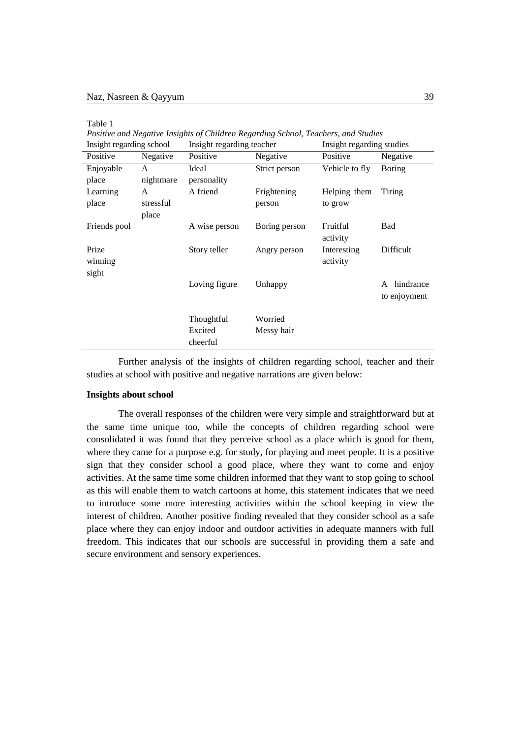Table 1

*Positive and Negative Insights of Children Regarding School, Teachers, and Studies*

| Insight regarding school | | Insight regarding teacher | | Insight regarding studies | |
|---|---|---|---|---|---|
| Positive | Negative | Positive | Negative | Positive | Negative |
| Enjoyable place | A nightmare | Ideal personality | Strict person | Vehicle to fly | Boring |
| Learning place | A stressful place | A friend | Frightening person | Helping them to grow | Tiring |
| Friends pool | | A wise person | Boring person | Fruitful activity | Bad |
| Prize winning sight | | Story teller | Angry person | Interesting activity | Difficult |
| | | Loving figure | Unhappy | | A hindrance to enjoyment |
| | | Thoughtful | Worried | | |
| | | Excited | Messy hair | | |
| | | cheerful | | | |

Further analysis of the insights of children regarding school, teacher and their studies at school with positive and negative narrations are given below:

**Insights about school**

The overall responses of the children were very simple and straightforward but at the same time unique too, while the concepts of children regarding school were consolidated it was found that they perceive school as a place which is good for them, where they came for a purpose e.g. for study, for playing and meet people. It is a positive sign that they consider school a good place, where they want to come and enjoy activities. At the same time some children informed that they want to stop going to school as this will enable them to watch cartoons at home, this statement indicates that we need to introduce some more interesting activities within the school keeping in view the interest of children. Another positive finding revealed that they consider school as a safe place where they can enjoy indoor and outdoor activities in adequate manners with full freedom. This indicates that our schools are successful in providing them a safe and secure environment and sensory experiences.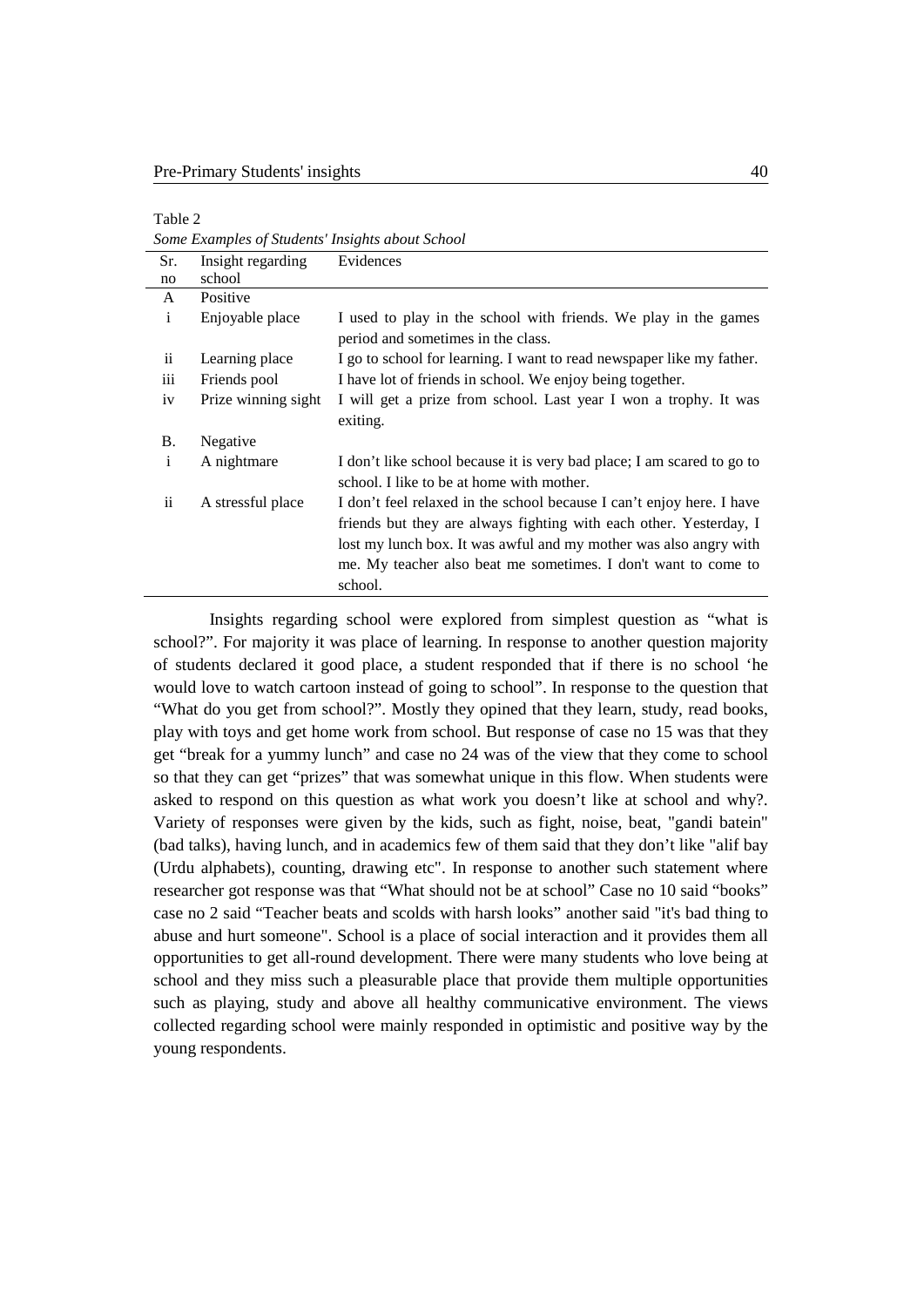Table 2

*Some Examples of Students' Insights about School*

| Sr. no | Insight regarding school | Evidences |
|---|---|---|
| A | Positive | |
| i | Enjoyable place | I used to play in the school with friends. We play in the games period and sometimes in the class. |
| ii | Learning place | I go to school for learning. I want to read newspaper like my father. |
| iii | Friends pool | I have lot of friends in school. We enjoy being together. |
| iv | Prize winning sight | I will get a prize from school. Last year I won a trophy. It was exiting. |
| B. | Negative | |
| i | A nightmare | I don't like school because it is very bad place; I am scared to go to school. I like to be at home with mother. |
| ii | A stressful place | I don't feel relaxed in the school because I can't enjoy here. I have friends but they are always fighting with each other. Yesterday, I lost my lunch box. It was awful and my mother was also angry with me. My teacher also beat me sometimes. I don't want to come to school. |

Insights regarding school were explored from simplest question as "what is school?". For majority it was place of learning. In response to another question majority of students declared it good place, a student responded that if there is no school 'he would love to watch cartoon instead of going to school". In response to the question that "What do you get from school?". Mostly they opined that they learn, study, read books, play with toys and get home work from school. But response of case no 15 was that they get "break for a yummy lunch" and case no 24 was of the view that they come to school so that they can get "prizes" that was somewhat unique in this flow. When students were asked to respond on this question as what work you doesn't like at school and why?. Variety of responses were given by the kids, such as fight, noise, beat, "gandi batein" (bad talks), having lunch, and in academics few of them said that they don't like "alif bay (Urdu alphabets), counting, drawing etc". In response to another such statement where researcher got response was that "What should not be at school" Case no 10 said "books" case no 2 said "Teacher beats and scolds with harsh looks" another said "it's bad thing to abuse and hurt someone". School is a place of social interaction and it provides them all opportunities to get all-round development. There were many students who love being at school and they miss such a pleasurable place that provide them multiple opportunities such as playing, study and above all healthy communicative environment. The views collected regarding school were mainly responded in optimistic and positive way by the young respondents.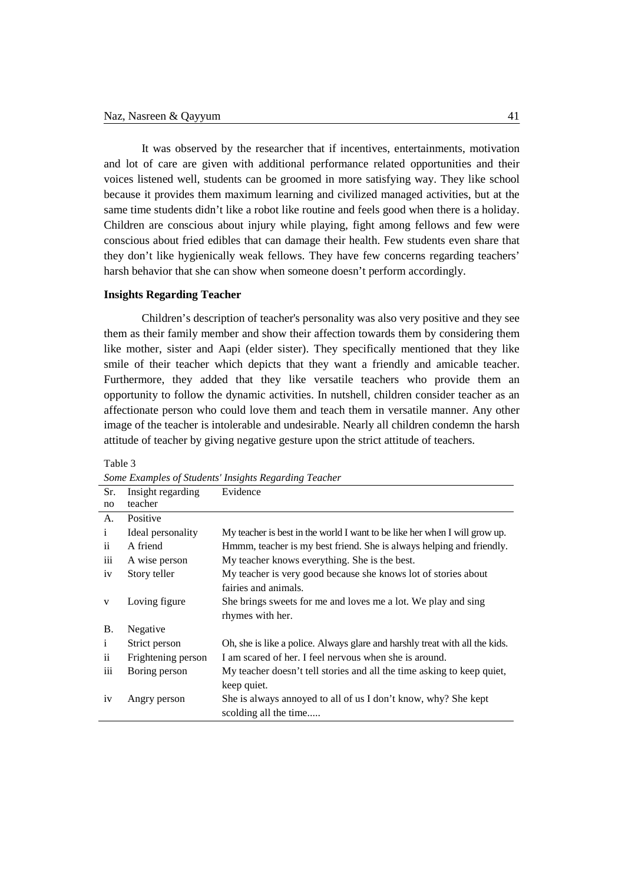It was observed by the researcher that if incentives, entertainments, motivation and lot of care are given with additional performance related opportunities and their voices listened well, students can be groomed in more satisfying way. They like school because it provides them maximum learning and civilized managed activities, but at the same time students didn't like a robot like routine and feels good when there is a holiday. Children are conscious about injury while playing, fight among fellows and few were conscious about fried edibles that can damage their health. Few students even share that they don't like hygienically weak fellows. They have few concerns regarding teachers' harsh behavior that she can show when someone doesn't perform accordingly.

### Insights Regarding Teacher

Children's description of teacher's personality was also very positive and they see them as their family member and show their affection towards them by considering them like mother, sister and Aapi (elder sister). They specifically mentioned that they like smile of their teacher which depicts that they want a friendly and amicable teacher. Furthermore, they added that they like versatile teachers who provide them an opportunity to follow the dynamic activities. In nutshell, children consider teacher as an affectionate person who could love them and teach them in versatile manner. Any other image of the teacher is intolerable and undesirable. Nearly all children condemn the harsh attitude of teacher by giving negative gesture upon the strict attitude of teachers.

Table 3

*Some Examples of Students' Insights Regarding Teacher*

| Sr. no | Insight regarding teacher | Evidence |
|---|---|---|
| A. | Positive | |
| i | Ideal personality | My teacher is best in the world I want to be like her when I will grow up. |
| ii | A friend | Hmmm, teacher is my best friend. She is always helping and friendly. |
| iii | A wise person | My teacher knows everything. She is the best. |
| iv | Story teller | My teacher is very good because she knows lot of stories about fairies and animals. |
| v | Loving figure | She brings sweets for me and loves me a lot. We play and sing rhymes with her. |
| B. | Negative | |
| i | Strict person | Oh, she is like a police. Always glare and harshly treat with all the kids. |
| ii | Frightening person | I am scared of her. I feel nervous when she is around. |
| iii | Boring person | My teacher doesn't tell stories and all the time asking to keep quiet, keep quiet. |
| iv | Angry person | She is always annoyed to all of us I don't know, why? She kept scolding all the time..... |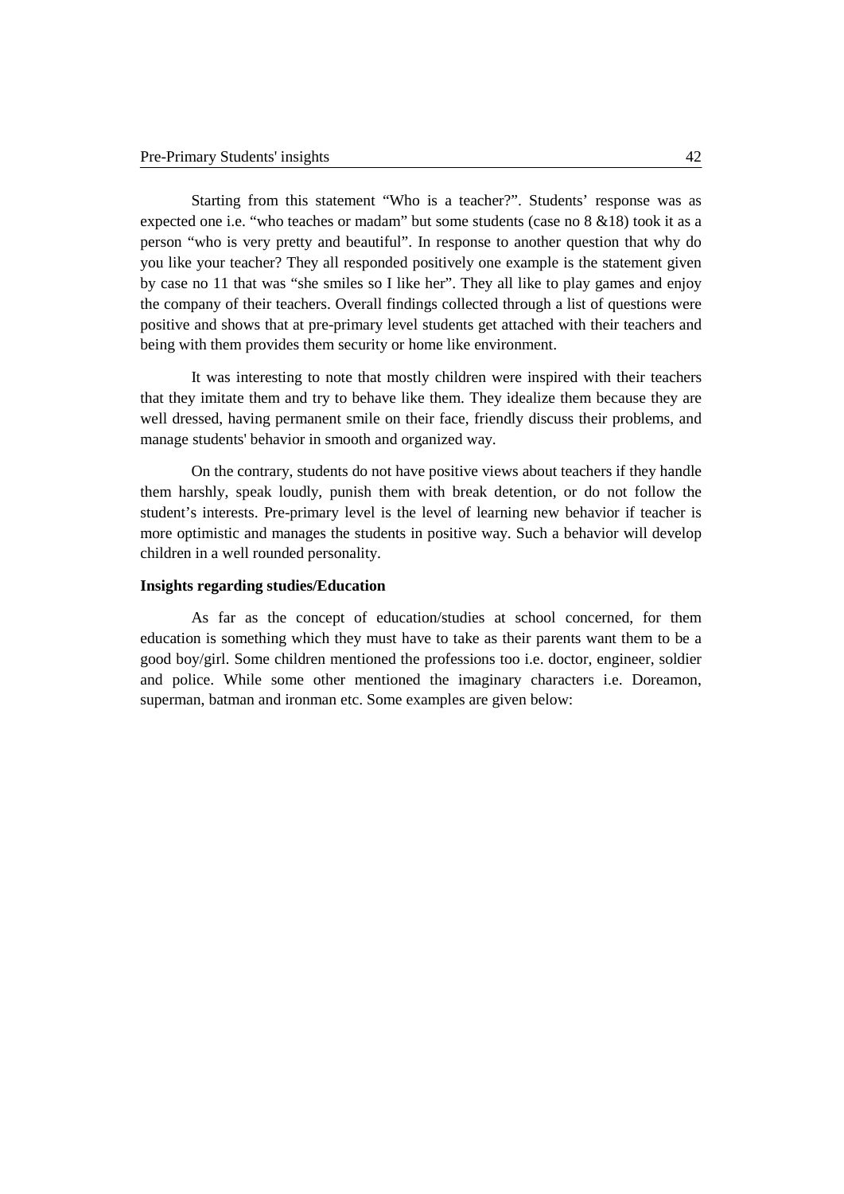Starting from this statement "Who is a teacher?". Students' response was as expected one i.e. "who teaches or madam" but some students (case no 8 &18) took it as a person "who is very pretty and beautiful". In response to another question that why do you like your teacher? They all responded positively one example is the statement given by case no 11 that was "she smiles so I like her". They all like to play games and enjoy the company of their teachers. Overall findings collected through a list of questions were positive and shows that at pre-primary level students get attached with their teachers and being with them provides them security or home like environment.

It was interesting to note that mostly children were inspired with their teachers that they imitate them and try to behave like them. They idealize them because they are well dressed, having permanent smile on their face, friendly discuss their problems, and manage students' behavior in smooth and organized way.

On the contrary, students do not have positive views about teachers if they handle them harshly, speak loudly, punish them with break detention, or do not follow the student's interests. Pre-primary level is the level of learning new behavior if teacher is more optimistic and manages the students in positive way. Such a behavior will develop children in a well rounded personality.

**Insights regarding studies/Education**

As far as the concept of education/studies at school concerned, for them education is something which they must have to take as their parents want them to be a good boy/girl. Some children mentioned the professions too i.e. doctor, engineer, soldier and police. While some other mentioned the imaginary characters i.e. Doreamon, superman, batman and ironman etc. Some examples are given below: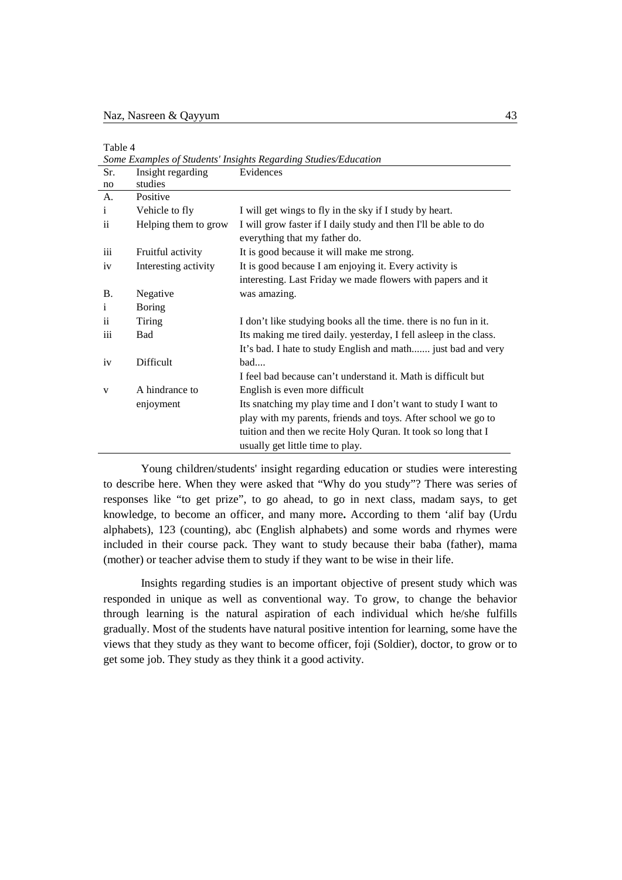Table 4

*Some Examples of Students' Insights Regarding Studies/Education*

| Sr. no | Insight regarding studies | Evidences |
|---|---|---|
| A. | Positive | |
| i | Vehicle to fly | I will get wings to fly in the sky if I study by heart. |
| ii | Helping them to grow | I will grow faster if I daily study and then I'll be able to do everything that my father do. |
| iii | Fruitful activity | It is good because it will make me strong. |
| iv | Interesting activity | It is good because I am enjoying it. Every activity is interesting. Last Friday we made flowers with papers and it |
| B. | Negative | was amazing. |
| i | Boring | |
| ii | Tiring | I don't like studying books all the time. there is no fun in it. |
| iii | Bad | Its making me tired daily. yesterday, I fell asleep in the class. It's bad. I hate to study English and math....... just bad and very |
| iv | Difficult | bad.... I feel bad because can't understand it. Math is difficult but |
| v | A hindrance to enjoyment | English is even more difficult Its snatching my play time and I don't want to study I want to play with my parents, friends and toys. After school we go to tuition and then we recite Holy Quran. It took so long that I usually get little time to play. |

Young children/students' insight regarding education or studies were interesting to describe here. When they were asked that "Why do you study"? There was series of responses like "to get prize", to go ahead, to go in next class, madam says, to get knowledge, to become an officer, and many more**.** According to them 'alif bay (Urdu alphabets), 123 (counting), abc (English alphabets) and some words and rhymes were included in their course pack. They want to study because their baba (father), mama (mother) or teacher advise them to study if they want to be wise in their life.

Insights regarding studies is an important objective of present study which was responded in unique as well as conventional way. To grow, to change the behavior through learning is the natural aspiration of each individual which he/she fulfills gradually. Most of the students have natural positive intention for learning, some have the views that they study as they want to become officer, foji (Soldier), doctor, to grow or to get some job. They study as they think it a good activity.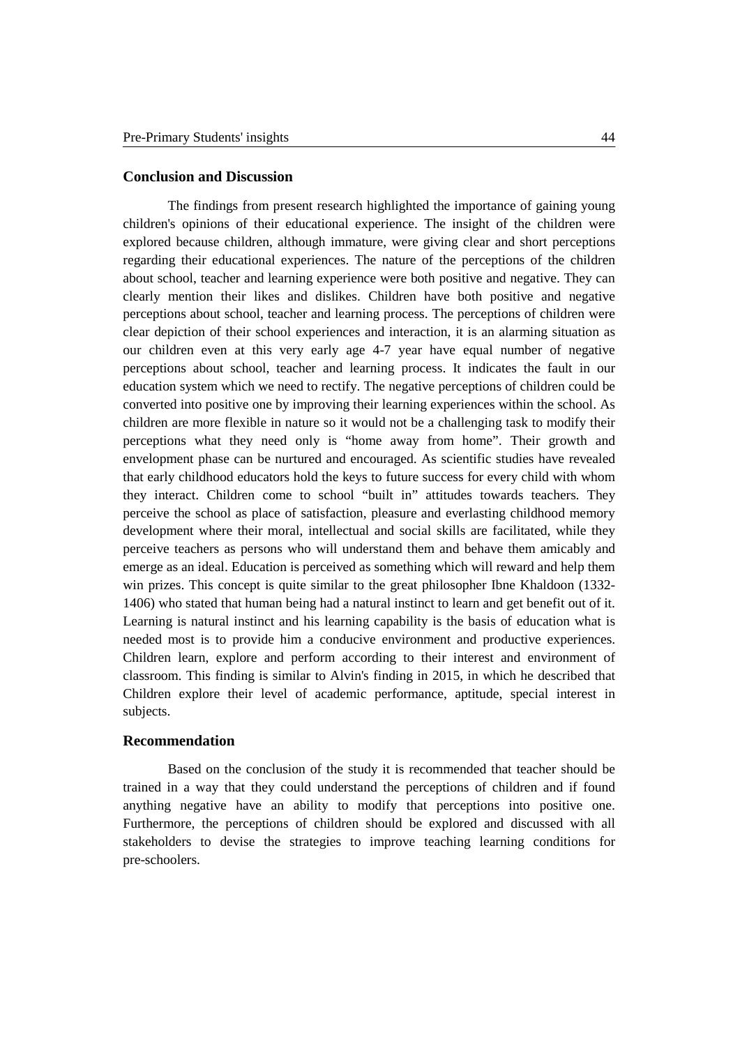## Conclusion and Discussion

The findings from present research highlighted the importance of gaining young children's opinions of their educational experience. The insight of the children were explored because children, although immature, were giving clear and short perceptions regarding their educational experiences. The nature of the perceptions of the children about school, teacher and learning experience were both positive and negative. They can clearly mention their likes and dislikes. Children have both positive and negative perceptions about school, teacher and learning process. The perceptions of children were clear depiction of their school experiences and interaction, it is an alarming situation as our children even at this very early age 4-7 year have equal number of negative perceptions about school, teacher and learning process. It indicates the fault in our education system which we need to rectify. The negative perceptions of children could be converted into positive one by improving their learning experiences within the school. As children are more flexible in nature so it would not be a challenging task to modify their perceptions what they need only is "home away from home". Their growth and envelopment phase can be nurtured and encouraged. As scientific studies have revealed that early childhood educators hold the keys to future success for every child with whom they interact. Children come to school "built in" attitudes towards teachers. They perceive the school as place of satisfaction, pleasure and everlasting childhood memory development where their moral, intellectual and social skills are facilitated, while they perceive teachers as persons who will understand them and behave them amicably and emerge as an ideal. Education is perceived as something which will reward and help them win prizes. This concept is quite similar to the great philosopher Ibne Khaldoon (1332-1406) who stated that human being had a natural instinct to learn and get benefit out of it. Learning is natural instinct and his learning capability is the basis of education what is needed most is to provide him a conducive environment and productive experiences. Children learn, explore and perform according to their interest and environment of classroom. This finding is similar to Alvin's finding in 2015, in which he described that Children explore their level of academic performance, aptitude, special interest in subjects.

## Recommendation

Based on the conclusion of the study it is recommended that teacher should be trained in a way that they could understand the perceptions of children and if found anything negative have an ability to modify that perceptions into positive one. Furthermore, the perceptions of children should be explored and discussed with all stakeholders to devise the strategies to improve teaching learning conditions for pre-schoolers.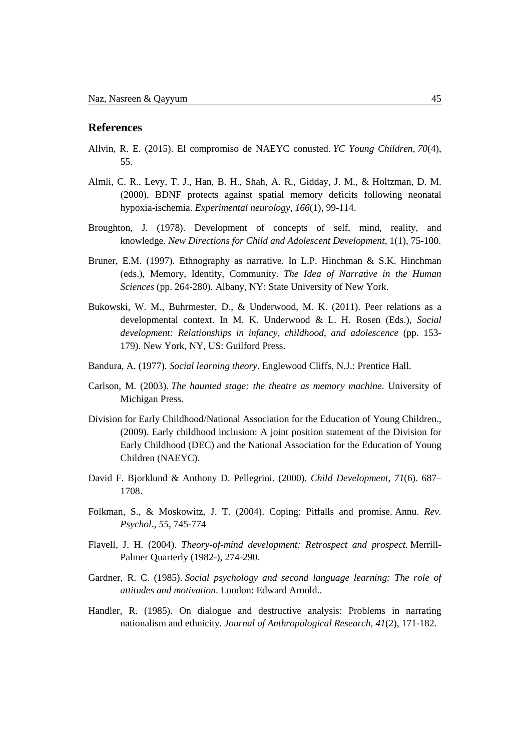## References

Allvin, R. E. (2015). El compromiso de NAEYC conusted. *YC Young Children*, *70*(4), 55.

Almli, C. R., Levy, T. J., Han, B. H., Shah, A. R., Gidday, J. M., & Holtzman, D. M. (2000). BDNF protects against spatial memory deficits following neonatal hypoxia-ischemia. *Experimental neurology*, *166*(1), 99-114.

Broughton, J. (1978). Development of concepts of self, mind, reality, and knowledge. *New Directions for Child and Adolescent Development*, 1(1), 75-100.

Bruner, E.M. (1997). Ethnography as narrative. In L.P. Hinchman & S.K. Hinchman (eds.), Memory, Identity, Community. *The Idea of Narrative in the Human Sciences* (pp. 264-280). Albany, NY: State University of New York.

Bukowski, W. M., Buhrmester, D., & Underwood, M. K. (2011). Peer relations as a developmental context. In M. K. Underwood & L. H. Rosen (Eds.), *Social development: Relationships in infancy, childhood, and adolescence* (pp. 153-179). New York, NY, US: Guilford Press.

Bandura, A. (1977). *Social learning theory*. Englewood Cliffs, N.J.: Prentice Hall.

Carlson, M. (2003). *The haunted stage: the theatre as memory machine*. University of Michigan Press.

Division for Early Childhood/National Association for the Education of Young Children., (2009). Early childhood inclusion: A joint position statement of the Division for Early Childhood (DEC) and the National Association for the Education of Young Children (NAEYC).

David F. Bjorklund & Anthony D. Pellegrini. (2000). *Child Development*, *71*(6). 687–1708.

Folkman, S., & Moskowitz, J. T. (2004). Coping: Pitfalls and promise. Annu. *Rev. Psychol.*, *55*, 745-774

Flavell, J. H. (2004). *Theory-of-mind development: Retrospect and prospect.* Merrill-Palmer Quarterly (1982-), 274-290.

Gardner, R. C. (1985). *Social psychology and second language learning: The role of attitudes and motivation*. London: Edward Arnold..

Handler, R. (1985). On dialogue and destructive analysis: Problems in narrating nationalism and ethnicity. *Journal of Anthropological Research*, *41*(2), 171-182.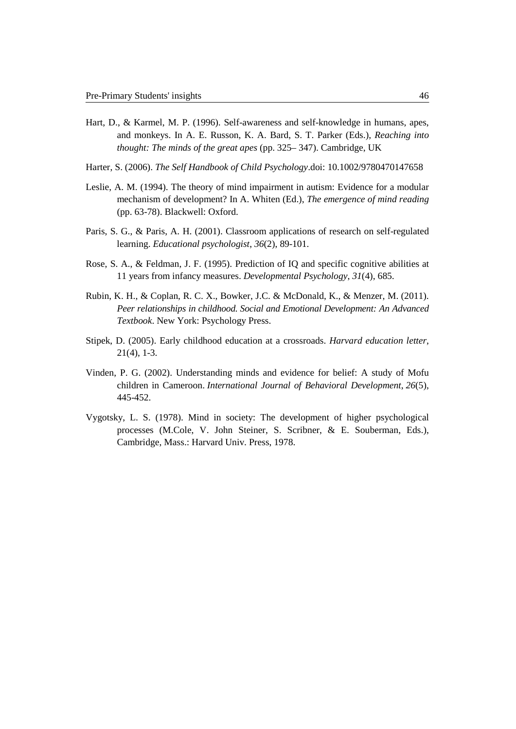Hart, D., & Karmel, M. P. (1996). Self-awareness and self-knowledge in humans, apes, and monkeys. In A. E. Russon, K. A. Bard, S. T. Parker (Eds.), *Reaching into thought: The minds of the great apes* (pp. 325– 347). Cambridge, UK

Harter, S. (2006). *The Self Handbook of Child Psychology*.doi: 10.1002/9780470147658

Leslie, A. M. (1994). The theory of mind impairment in autism: Evidence for a modular mechanism of development? In A. Whiten (Ed.), *The emergence of mind reading* (pp. 63-78). Blackwell: Oxford.

Paris, S. G., & Paris, A. H. (2001). Classroom applications of research on self-regulated learning. *Educational psychologist*, *36*(2), 89-101.

Rose, S. A., & Feldman, J. F. (1995). Prediction of IQ and specific cognitive abilities at 11 years from infancy measures. *Developmental Psychology*, *31*(4), 685.

Rubin, K. H., & Coplan, R. C. X., Bowker, J.C. & McDonald, K., & Menzer, M. (2011). *Peer relationships in childhood. Social and Emotional Development: An Advanced Textbook*. New York: Psychology Press.

Stipek, D. (2005). Early childhood education at a crossroads. *Harvard education letter*, 21(4), 1-3.

Vinden, P. G. (2002). Understanding minds and evidence for belief: A study of Mofu children in Cameroon. *International Journal of Behavioral Development*, *26*(5), 445-452.

Vygotsky, L. S. (1978). Mind in society: The development of higher psychological processes (M.Cole, V. John Steiner, S. Scribner, & E. Souberman, Eds.), Cambridge, Mass.: Harvard Univ. Press, 1978.